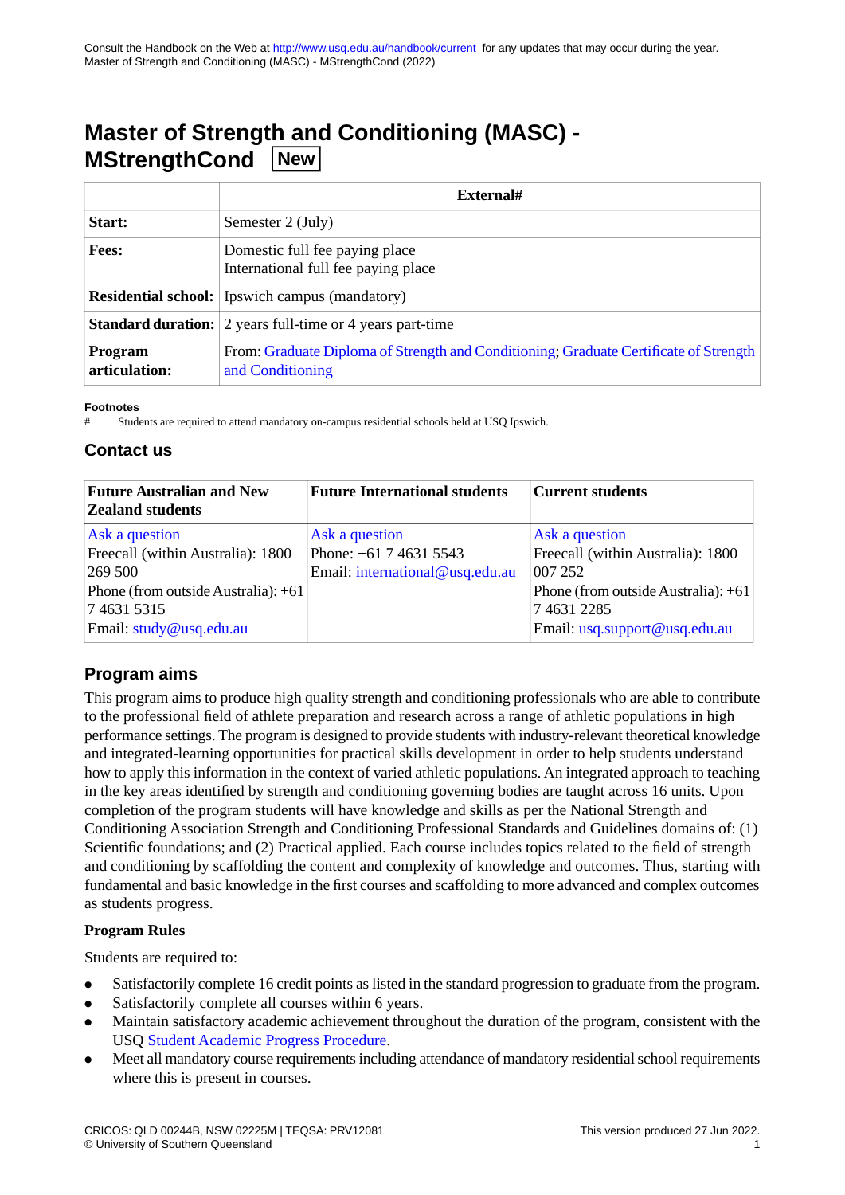# Master of Strength and Conditioning (MASC) - MStrengthCond New

| | External# |
|---|---|
| **Start:** | Semester 2 (July) |
| **Fees:** | Domestic full fee paying place<br>International full fee paying place |
| **Residential school:** | Ipswich campus (mandatory) |
| **Standard duration:** | 2 years full-time or 4 years part-time |
| **Program articulation:** | From: Graduate Diploma of Strength and Conditioning; Graduate Certificate of Strength and Conditioning |

**Footnotes**

\# Students are required to attend mandatory on-campus residential schools held at USQ Ipswich.

## Contact us

| Future Australian and New Zealand students | Future International students | Current students |
|---|---|---|
| Ask a question<br>Freecall (within Australia): 1800 269 500<br>Phone (from outside Australia): +61 7 4631 5315<br>Email: study@usq.edu.au | Ask a question<br>Phone: +61 7 4631 5543<br>Email: international@usq.edu.au | Ask a question<br>Freecall (within Australia): 1800 007 252<br>Phone (from outside Australia): +61 7 4631 2285<br>Email: usq.support@usq.edu.au |

## Program aims

This program aims to produce high quality strength and conditioning professionals who are able to contribute to the professional field of athlete preparation and research across a range of athletic populations in high performance settings. The program is designed to provide students with industry-relevant theoretical knowledge and integrated-learning opportunities for practical skills development in order to help students understand how to apply this information in the context of varied athletic populations. An integrated approach to teaching in the key areas identified by strength and conditioning governing bodies are taught across 16 units. Upon completion of the program students will have knowledge and skills as per the National Strength and Conditioning Association Strength and Conditioning Professional Standards and Guidelines domains of: (1) Scientific foundations; and (2) Practical applied. Each course includes topics related to the field of strength and conditioning by scaffolding the content and complexity of knowledge and outcomes. Thus, starting with fundamental and basic knowledge in the first courses and scaffolding to more advanced and complex outcomes as students progress.

### Program Rules

Students are required to:

- Satisfactorily complete 16 credit points as listed in the standard progression to graduate from the program.
- Satisfactorily complete all courses within 6 years.
- Maintain satisfactory academic achievement throughout the duration of the program, consistent with the USQ Student Academic Progress Procedure.
- Meet all mandatory course requirements including attendance of mandatory residential school requirements where this is present in courses.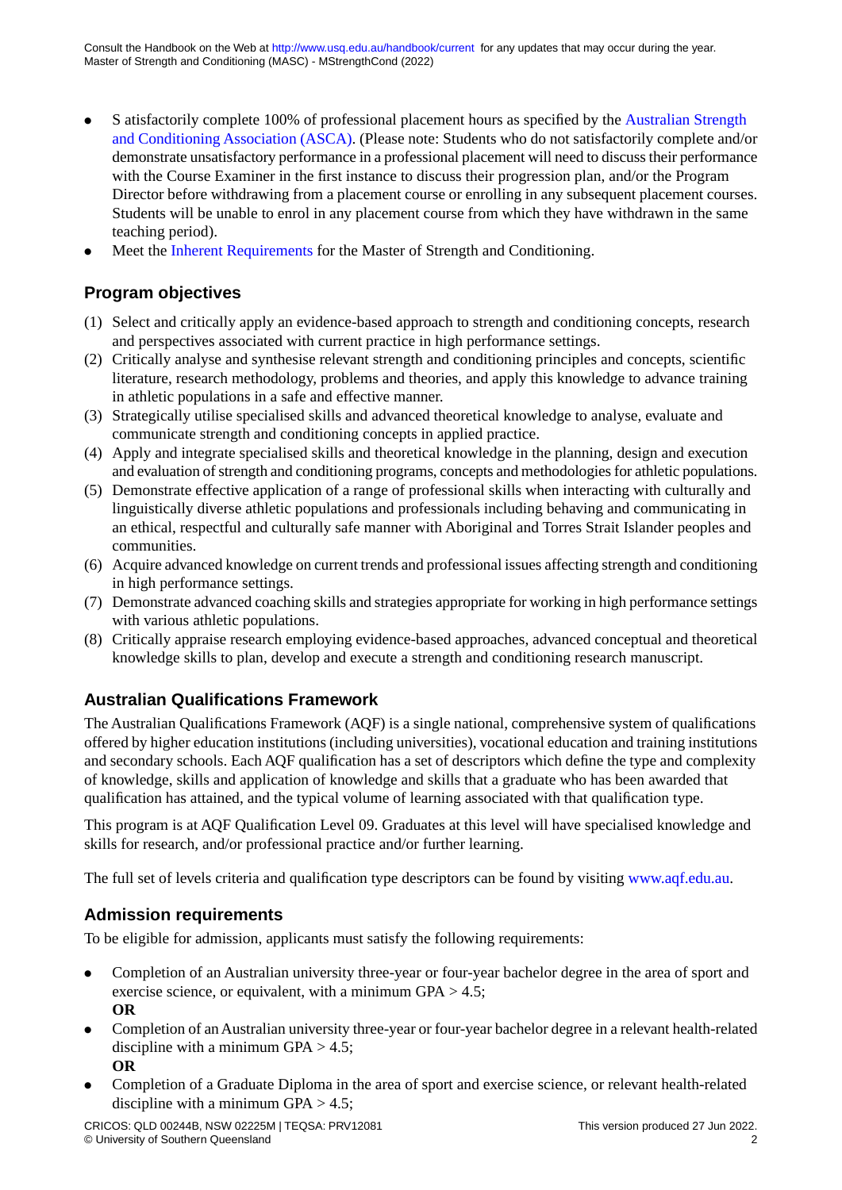- S atisfactorily complete 100% of professional placement hours as specified by the Australian Strength and Conditioning Association (ASCA). (Please note: Students who do not satisfactorily complete and/or demonstrate unsatisfactory performance in a professional placement will need to discuss their performance with the Course Examiner in the first instance to discuss their progression plan, and/or the Program Director before withdrawing from a placement course or enrolling in any subsequent placement courses. Students will be unable to enrol in any placement course from which they have withdrawn in the same teaching period).
- Meet the Inherent Requirements for the Master of Strength and Conditioning.

## Program objectives

(1) Select and critically apply an evidence-based approach to strength and conditioning concepts, research and perspectives associated with current practice in high performance settings.
(2) Critically analyse and synthesise relevant strength and conditioning principles and concepts, scientific literature, research methodology, problems and theories, and apply this knowledge to advance training in athletic populations in a safe and effective manner.
(3) Strategically utilise specialised skills and advanced theoretical knowledge to analyse, evaluate and communicate strength and conditioning concepts in applied practice.
(4) Apply and integrate specialised skills and theoretical knowledge in the planning, design and execution and evaluation of strength and conditioning programs, concepts and methodologies for athletic populations.
(5) Demonstrate effective application of a range of professional skills when interacting with culturally and linguistically diverse athletic populations and professionals including behaving and communicating in an ethical, respectful and culturally safe manner with Aboriginal and Torres Strait Islander peoples and communities.
(6) Acquire advanced knowledge on current trends and professional issues affecting strength and conditioning in high performance settings.
(7) Demonstrate advanced coaching skills and strategies appropriate for working in high performance settings with various athletic populations.
(8) Critically appraise research employing evidence-based approaches, advanced conceptual and theoretical knowledge skills to plan, develop and execute a strength and conditioning research manuscript.

## Australian Qualifications Framework

The Australian Qualifications Framework (AQF) is a single national, comprehensive system of qualifications offered by higher education institutions (including universities), vocational education and training institutions and secondary schools. Each AQF qualification has a set of descriptors which define the type and complexity of knowledge, skills and application of knowledge and skills that a graduate who has been awarded that qualification has attained, and the typical volume of learning associated with that qualification type.

This program is at AQF Qualification Level 09. Graduates at this level will have specialised knowledge and skills for research, and/or professional practice and/or further learning.

The full set of levels criteria and qualification type descriptors can be found by visiting www.aqf.edu.au.

## Admission requirements

To be eligible for admission, applicants must satisfy the following requirements:

- Completion of an Australian university three-year or four-year bachelor degree in the area of sport and exercise science, or equivalent, with a minimum GPA > 4.5;
  **OR**
- Completion of an Australian university three-year or four-year bachelor degree in a relevant health-related discipline with a minimum GPA > 4.5;
  **OR**
- Completion of a Graduate Diploma in the area of sport and exercise science, or relevant health-related discipline with a minimum GPA > 4.5;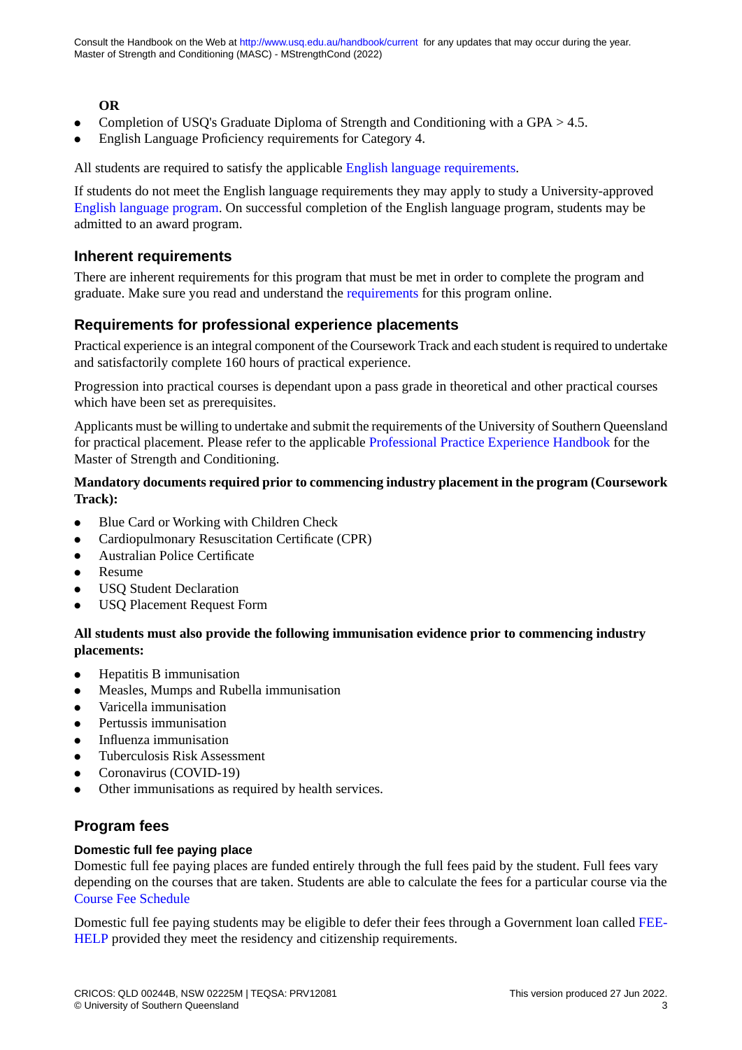**OR**

- Completion of USQ's Graduate Diploma of Strength and Conditioning with a GPA > 4.5.
- English Language Proficiency requirements for Category 4.

All students are required to satisfy the applicable English language requirements.

If students do not meet the English language requirements they may apply to study a University-approved English language program. On successful completion of the English language program, students may be admitted to an award program.

## Inherent requirements

There are inherent requirements for this program that must be met in order to complete the program and graduate. Make sure you read and understand the requirements for this program online.

## Requirements for professional experience placements

Practical experience is an integral component of the Coursework Track and each student is required to undertake and satisfactorily complete 160 hours of practical experience.

Progression into practical courses is dependant upon a pass grade in theoretical and other practical courses which have been set as prerequisites.

Applicants must be willing to undertake and submit the requirements of the University of Southern Queensland for practical placement. Please refer to the applicable Professional Practice Experience Handbook for the Master of Strength and Conditioning.

**Mandatory documents required prior to commencing industry placement in the program (Coursework Track):**

- Blue Card or Working with Children Check
- Cardiopulmonary Resuscitation Certificate (CPR)
- Australian Police Certificate
- Resume
- USQ Student Declaration
- USQ Placement Request Form

**All students must also provide the following immunisation evidence prior to commencing industry placements:**

- Hepatitis B immunisation
- Measles, Mumps and Rubella immunisation
- Varicella immunisation
- Pertussis immunisation
- Influenza immunisation
- Tuberculosis Risk Assessment
- Coronavirus (COVID-19)
- Other immunisations as required by health services.

## Program fees

### Domestic full fee paying place

Domestic full fee paying places are funded entirely through the full fees paid by the student. Full fees vary depending on the courses that are taken. Students are able to calculate the fees for a particular course via the Course Fee Schedule

Domestic full fee paying students may be eligible to defer their fees through a Government loan called FEE-HELP provided they meet the residency and citizenship requirements.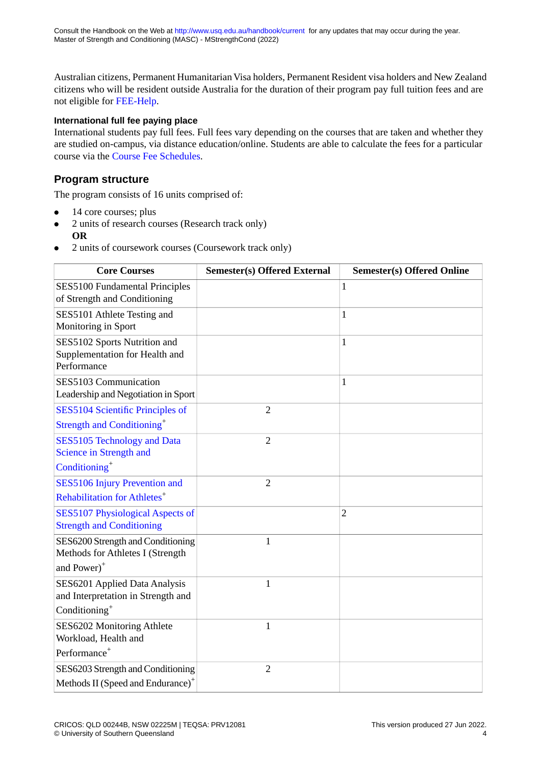Australian citizens, Permanent Humanitarian Visa holders, Permanent Resident visa holders and New Zealand citizens who will be resident outside Australia for the duration of their program pay full tuition fees and are not eligible for FEE-Help.

#### International full fee paying place

International students pay full fees. Full fees vary depending on the courses that are taken and whether they are studied on-campus, via distance education/online. Students are able to calculate the fees for a particular course via the Course Fee Schedules.

### Program structure

The program consists of 16 units comprised of:

- 14 core courses; plus
- 2 units of research courses (Research track only)
  **OR**
- 2 units of coursework courses (Coursework track only)

| Core Courses | Semester(s) Offered External | Semester(s) Offered Online |
|---|---|---|
| SES5100 Fundamental Principles of Strength and Conditioning | | 1 |
| SES5101 Athlete Testing and Monitoring in Sport | | 1 |
| SES5102 Sports Nutrition and Supplementation for Health and Performance | | 1 |
| SES5103 Communication Leadership and Negotiation in Sport | | 1 |
| SES5104 Scientific Principles of Strength and Conditioning+ | 2 | |
| SES5105 Technology and Data Science in Strength and Conditioning+ | 2 | |
| SES5106 Injury Prevention and Rehabilitation for Athletes+ | 2 | |
| SES5107 Physiological Aspects of Strength and Conditioning | | 2 |
| SES6200 Strength and Conditioning Methods for Athletes I (Strength and Power)+ | 1 | |
| SES6201 Applied Data Analysis and Interpretation in Strength and Conditioning+ | 1 | |
| SES6202 Monitoring Athlete Workload, Health and Performance+ | 1 | |
| SES6203 Strength and Conditioning Methods II (Speed and Endurance)+ | 2 | |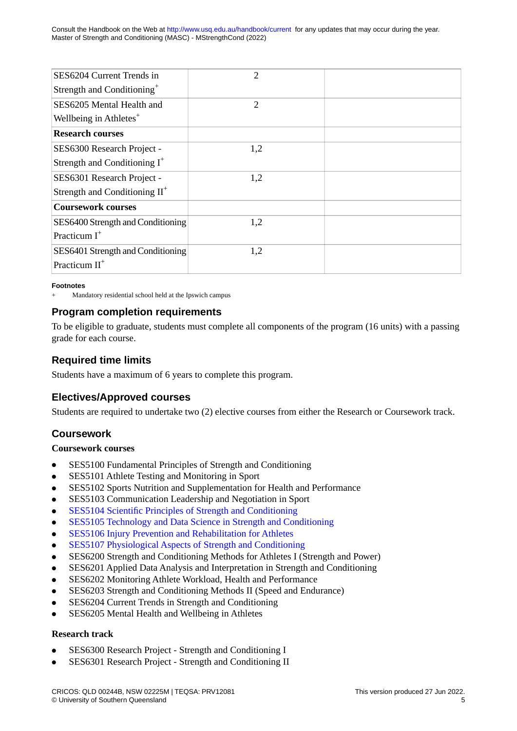| | | |
|---|---|---|
| SES6204 Current Trends in Strength and Conditioning[+] | 2 | |
| SES6205 Mental Health and Wellbeing in Athletes[+] | 2 | |
| **Research courses** | | |
| SES6300 Research Project - Strength and Conditioning I[+] | 1,2 | |
| SES6301 Research Project - Strength and Conditioning II[+] | 1,2 | |
| **Coursework courses** | | |
| SES6400 Strength and Conditioning Practicum I[+] | 1,2 | |
| SES6401 Strength and Conditioning Practicum II[+] | 1,2 | |

**Footnotes**

\+ Mandatory residential school held at the Ipswich campus

## Program completion requirements

To be eligible to graduate, students must complete all components of the program (16 units) with a passing grade for each course.

## Required time limits

Students have a maximum of 6 years to complete this program.

## Electives/Approved courses

Students are required to undertake two (2) elective courses from either the Research or Coursework track.

## Coursework

**Coursework courses**

- SES5100 Fundamental Principles of Strength and Conditioning
- SES5101 Athlete Testing and Monitoring in Sport
- SES5102 Sports Nutrition and Supplementation for Health and Performance
- SES5103 Communication Leadership and Negotiation in Sport
- SES5104 Scientific Principles of Strength and Conditioning
- SES5105 Technology and Data Science in Strength and Conditioning
- SES5106 Injury Prevention and Rehabilitation for Athletes
- SES5107 Physiological Aspects of Strength and Conditioning
- SES6200 Strength and Conditioning Methods for Athletes I (Strength and Power)
- SES6201 Applied Data Analysis and Interpretation in Strength and Conditioning
- SES6202 Monitoring Athlete Workload, Health and Performance
- SES6203 Strength and Conditioning Methods II (Speed and Endurance)
- SES6204 Current Trends in Strength and Conditioning
- SES6205 Mental Health and Wellbeing in Athletes

**Research track**

- SES6300 Research Project - Strength and Conditioning I
- SES6301 Research Project - Strength and Conditioning II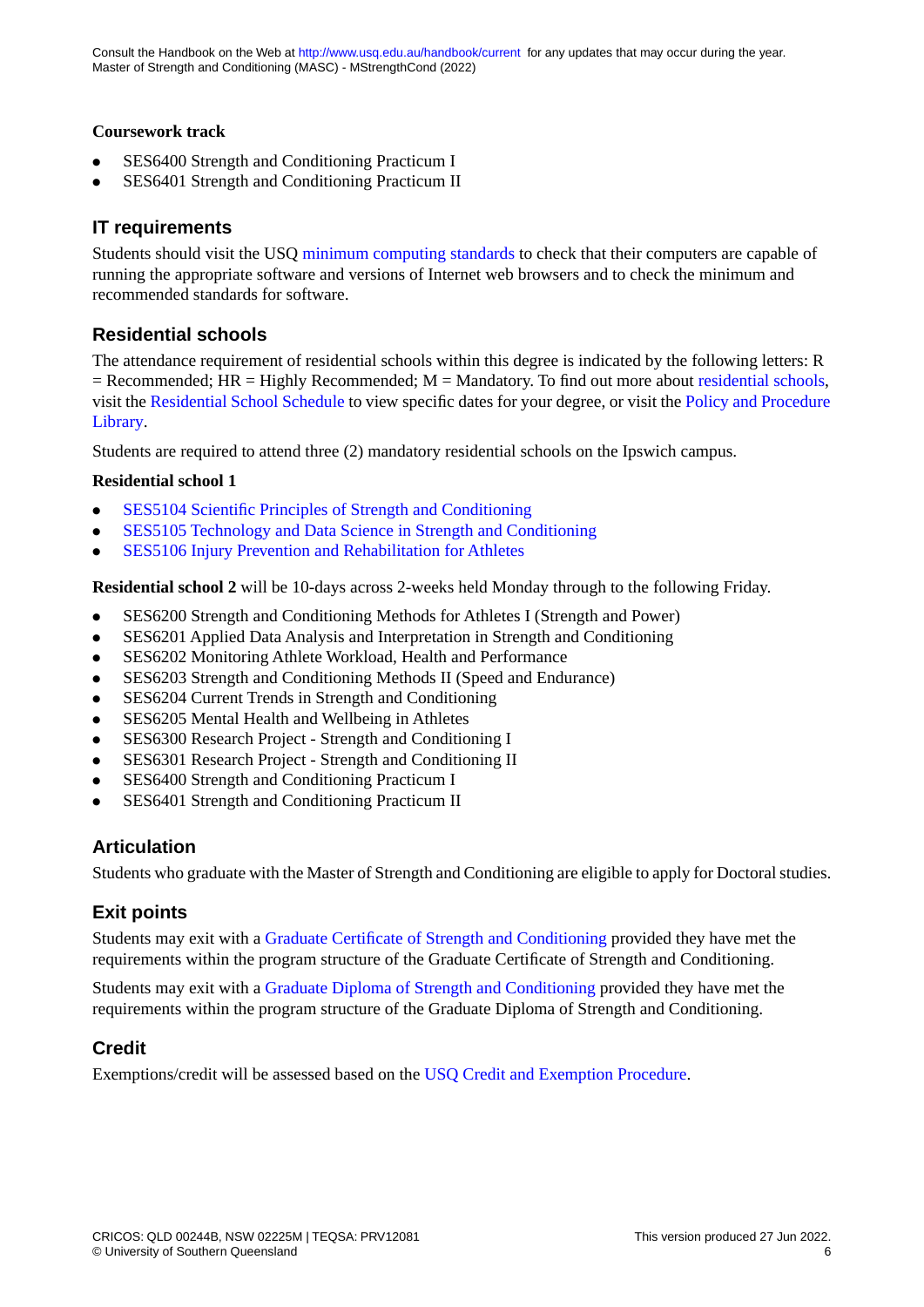**Coursework track**

- SES6400 Strength and Conditioning Practicum I
- SES6401 Strength and Conditioning Practicum II

## IT requirements

Students should visit the USQ minimum computing standards to check that their computers are capable of running the appropriate software and versions of Internet web browsers and to check the minimum and recommended standards for software.

## Residential schools

The attendance requirement of residential schools within this degree is indicated by the following letters: R = Recommended; HR = Highly Recommended; M = Mandatory. To find out more about residential schools, visit the Residential School Schedule to view specific dates for your degree, or visit the Policy and Procedure Library.

Students are required to attend three (2) mandatory residential schools on the Ipswich campus.

**Residential school 1**

- SES5104 Scientific Principles of Strength and Conditioning
- SES5105 Technology and Data Science in Strength and Conditioning
- SES5106 Injury Prevention and Rehabilitation for Athletes

**Residential school 2** will be 10-days across 2-weeks held Monday through to the following Friday.

- SES6200 Strength and Conditioning Methods for Athletes I (Strength and Power)
- SES6201 Applied Data Analysis and Interpretation in Strength and Conditioning
- SES6202 Monitoring Athlete Workload, Health and Performance
- SES6203 Strength and Conditioning Methods II (Speed and Endurance)
- SES6204 Current Trends in Strength and Conditioning
- SES6205 Mental Health and Wellbeing in Athletes
- SES6300 Research Project - Strength and Conditioning I
- SES6301 Research Project - Strength and Conditioning II
- SES6400 Strength and Conditioning Practicum I
- SES6401 Strength and Conditioning Practicum II

## Articulation

Students who graduate with the Master of Strength and Conditioning are eligible to apply for Doctoral studies.

## Exit points

Students may exit with a Graduate Certificate of Strength and Conditioning provided they have met the requirements within the program structure of the Graduate Certificate of Strength and Conditioning.

Students may exit with a Graduate Diploma of Strength and Conditioning provided they have met the requirements within the program structure of the Graduate Diploma of Strength and Conditioning.

## Credit

Exemptions/credit will be assessed based on the USQ Credit and Exemption Procedure.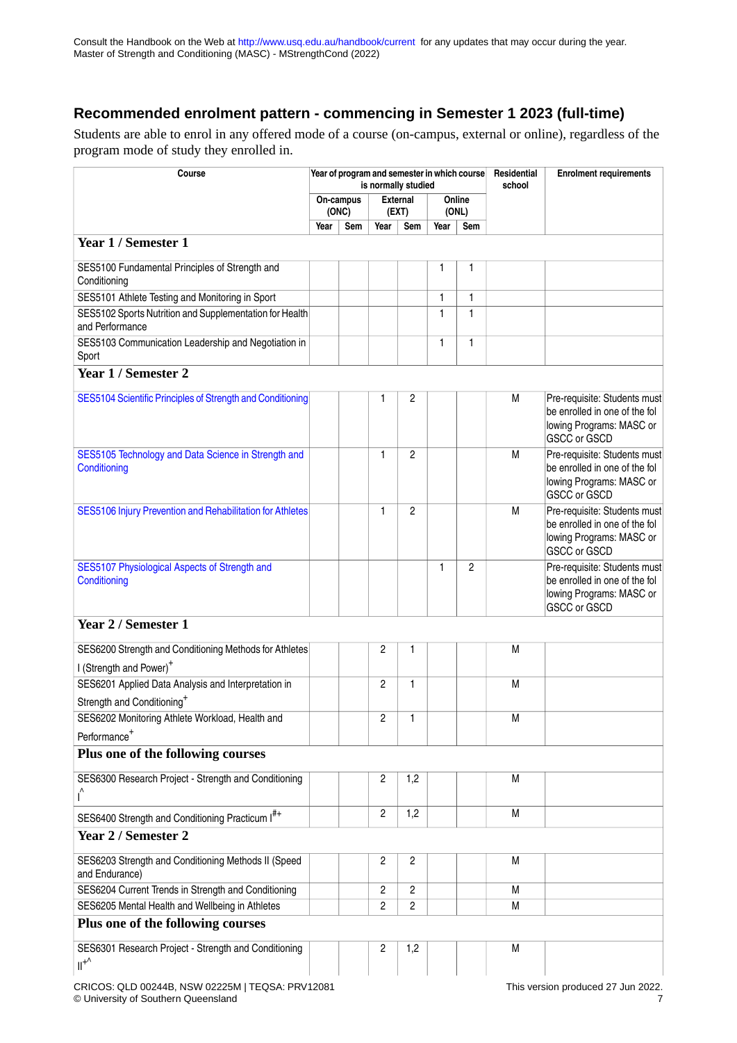## Recommended enrolment pattern - commencing in Semester 1 2023 (full-time)

Students are able to enrol in any offered mode of a course (on-campus, external or online), regardless of the program mode of study they enrolled in.

| Course | Year of program and semester in which course is normally studied | | | | | | Residential school | Enrolment requirements |
|---|---|---|---|---|---|---|---|---|
| | On-campus (ONC) | | External (EXT) | | Online (ONL) | | | |
| | Year | Sem | Year | Sem | Year | Sem | | |
| **Year 1 / Semester 1** | | | | | | | | |
| SES5100 Fundamental Principles of Strength and Conditioning | | | | | 1 | 1 | | |
| SES5101 Athlete Testing and Monitoring in Sport | | | | | 1 | 1 | | |
| SES5102 Sports Nutrition and Supplementation for Health and Performance | | | | | 1 | 1 | | |
| SES5103 Communication Leadership and Negotiation in Sport | | | | | 1 | 1 | | |
| **Year 1 / Semester 2** | | | | | | | | |
| SES5104 Scientific Principles of Strength and Conditioning | | | 1 | 2 | | | M | Pre-requisite: Students must be enrolled in one of the following Programs: MASC or GSCC or GSCD |
| SES5105 Technology and Data Science in Strength and Conditioning | | | 1 | 2 | | | M | Pre-requisite: Students must be enrolled in one of the following Programs: MASC or GSCC or GSCD |
| SES5106 Injury Prevention and Rehabilitation for Athletes | | | 1 | 2 | | | M | Pre-requisite: Students must be enrolled in one of the following Programs: MASC or GSCC or GSCD |
| SES5107 Physiological Aspects of Strength and Conditioning | | | | | 1 | 2 | | Pre-requisite: Students must be enrolled in one of the following Programs: MASC or GSCC or GSCD |
| **Year 2 / Semester 1** | | | | | | | | |
| SES6200 Strength and Conditioning Methods for Athletes I (Strength and Power)+ | | | 2 | 1 | | | M | |
| SES6201 Applied Data Analysis and Interpretation in Strength and Conditioning+ | | | 2 | 1 | | | M | |
| SES6202 Monitoring Athlete Workload, Health and Performance+ | | | 2 | 1 | | | M | |
| **Plus one of the following courses** | | | | | | | | |
| SES6300 Research Project - Strength and Conditioning I^ | | | 2 | 1,2 | | | M | |
| SES6400 Strength and Conditioning Practicum I#+ | | | 2 | 1,2 | | | M | |
| **Year 2 / Semester 2** | | | | | | | | |
| SES6203 Strength and Conditioning Methods II (Speed and Endurance) | | | 2 | 2 | | | M | |
| SES6204 Current Trends in Strength and Conditioning | | | 2 | 2 | | | M | |
| SES6205 Mental Health and Wellbeing in Athletes | | | 2 | 2 | | | M | |
| **Plus one of the following courses** | | | | | | | | |
| SES6301 Research Project - Strength and Conditioning II+^ | | | 2 | 1,2 | | | M | |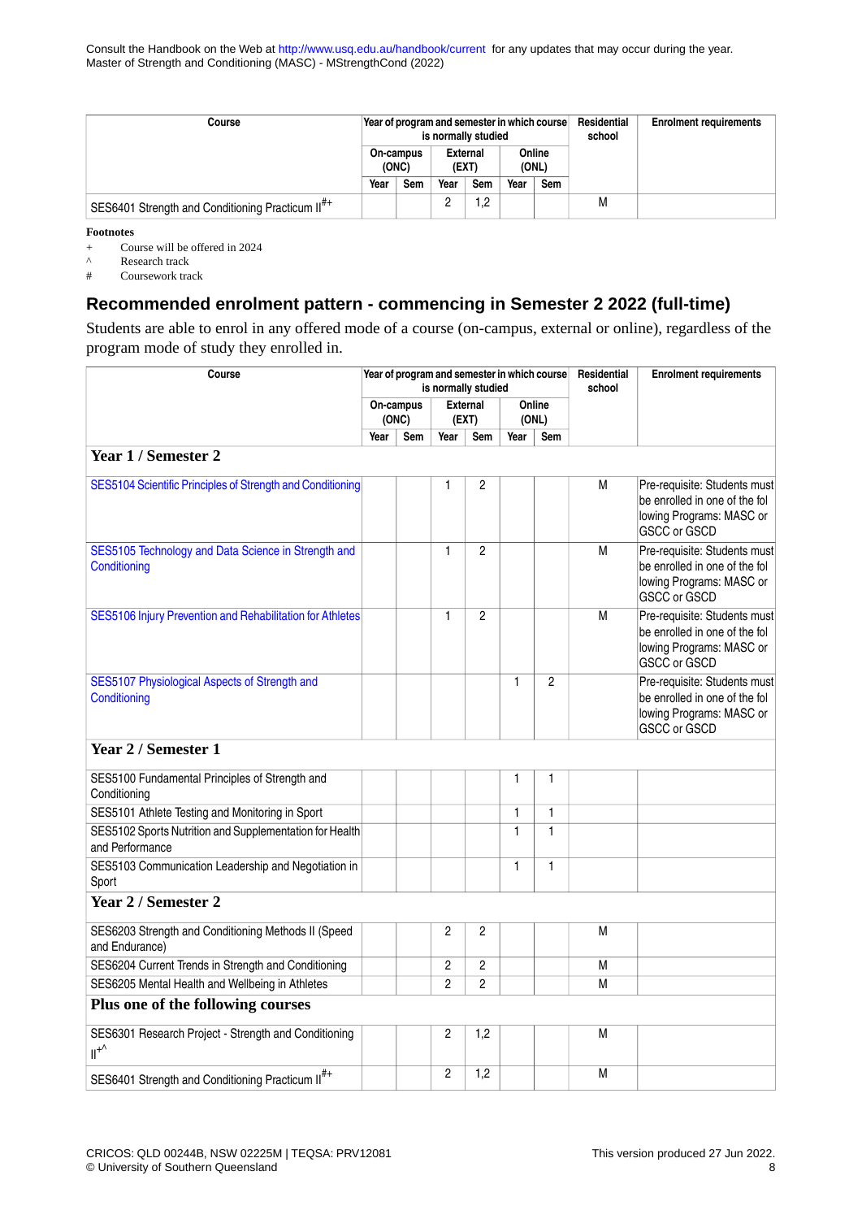| Course | Year of program and semester in which course is normally studied | | | | | | Residential school | Enrolment requirements |
|---|---|---|---|---|---|---|---|---|
| | On-campus (ONC) | | External (EXT) | | Online (ONL) | | | |
| | Year | Sem | Year | Sem | Year | Sem | | |
| SES6401 Strength and Conditioning Practicum II[#+] | | | 2 | 1,2 | | | M | |

**Footnotes**

- \+ Course will be offered in 2024
- ^ Research track
- \# Coursework track

## Recommended enrolment pattern - commencing in Semester 2 2022 (full-time)

Students are able to enrol in any offered mode of a course (on-campus, external or online), regardless of the program mode of study they enrolled in.

| Course | Year of program and semester in which course is normally studied | | | | | | Residential school | Enrolment requirements |
|---|---|---|---|---|---|---|---|---|
| | On-campus (ONC) | | External (EXT) | | Online (ONL) | | | |
| | Year | Sem | Year | Sem | Year | Sem | | |
| **Year 1 / Semester 2** | | | | | | | | |
| SES5104 Scientific Principles of Strength and Conditioning | | | 1 | 2 | | | M | Pre-requisite: Students must be enrolled in one of the following Programs: MASC or GSCC or GSCD |
| SES5105 Technology and Data Science in Strength and Conditioning | | | 1 | 2 | | | M | Pre-requisite: Students must be enrolled in one of the following Programs: MASC or GSCC or GSCD |
| SES5106 Injury Prevention and Rehabilitation for Athletes | | | 1 | 2 | | | M | Pre-requisite: Students must be enrolled in one of the following Programs: MASC or GSCC or GSCD |
| SES5107 Physiological Aspects of Strength and Conditioning | | | | | 1 | 2 | | Pre-requisite: Students must be enrolled in one of the following Programs: MASC or GSCC or GSCD |
| **Year 2 / Semester 1** | | | | | | | | |
| SES5100 Fundamental Principles of Strength and Conditioning | | | | | 1 | 1 | | |
| SES5101 Athlete Testing and Monitoring in Sport | | | | | 1 | 1 | | |
| SES5102 Sports Nutrition and Supplementation for Health and Performance | | | | | 1 | 1 | | |
| SES5103 Communication Leadership and Negotiation in Sport | | | | | 1 | 1 | | |
| **Year 2 / Semester 2** | | | | | | | | |
| SES6203 Strength and Conditioning Methods II (Speed and Endurance) | | | 2 | 2 | | | M | |
| SES6204 Current Trends in Strength and Conditioning | | | 2 | 2 | | | M | |
| SES6205 Mental Health and Wellbeing in Athletes | | | 2 | 2 | | | M | |
| **Plus one of the following courses** | | | | | | | | |
| SES6301 Research Project - Strength and Conditioning II[+^] | | | 2 | 1,2 | | | M | |
| SES6401 Strength and Conditioning Practicum II[#+] | | | 2 | 1,2 | | | M | |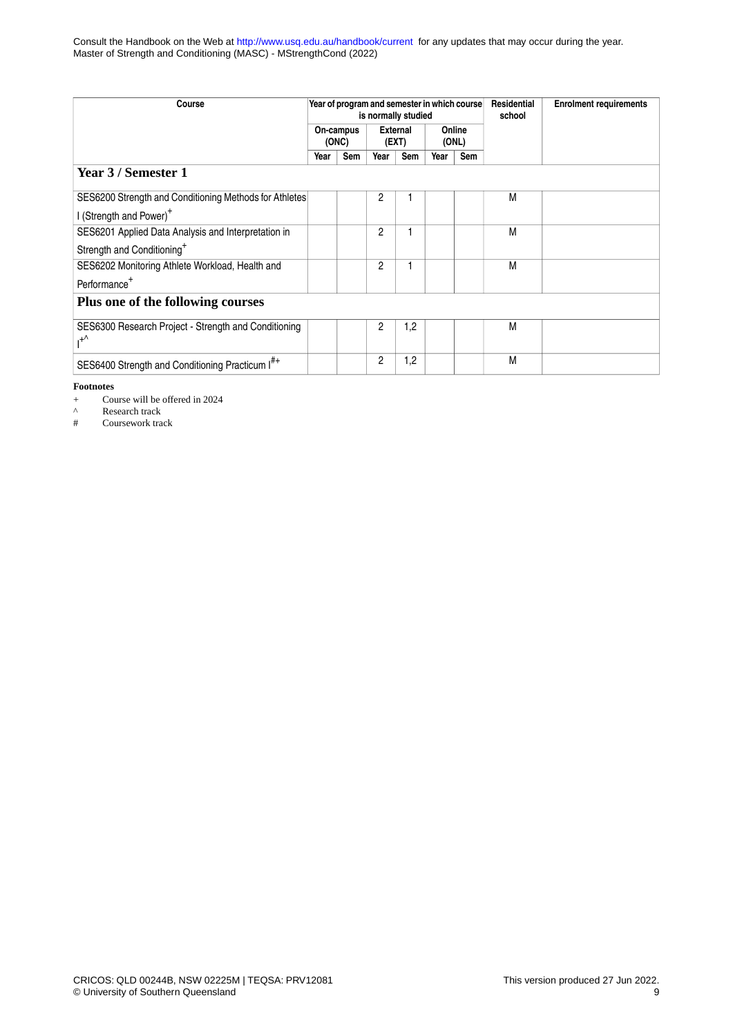| Course | Year of program and semester in which course is normally studied | | | | | | Residential school | Enrolment requirements |
|---|---|---|---|---|---|---|---|---|
| | On-campus (ONC) | | External (EXT) | | Online (ONL) | | | |
| | Year | Sem | Year | Sem | Year | Sem | | |
| **Year 3 / Semester 1** | | | | | | | | |
| SES6200 Strength and Conditioning Methods for Athletes I (Strength and Power)+ | | | 2 | 1 | | | M | |
| SES6201 Applied Data Analysis and Interpretation in Strength and Conditioning+ | | | 2 | 1 | | | M | |
| SES6202 Monitoring Athlete Workload, Health and Performance+ | | | 2 | 1 | | | M | |
| **Plus one of the following courses** | | | | | | | | |
| SES6300 Research Project - Strength and Conditioning I+^ | | | 2 | 1,2 | | | M | |
| SES6400 Strength and Conditioning Practicum I#+ | | | 2 | 1,2 | | | M | |

**Footnotes**

+ Course will be offered in 2024

^ Research track

# Coursework track